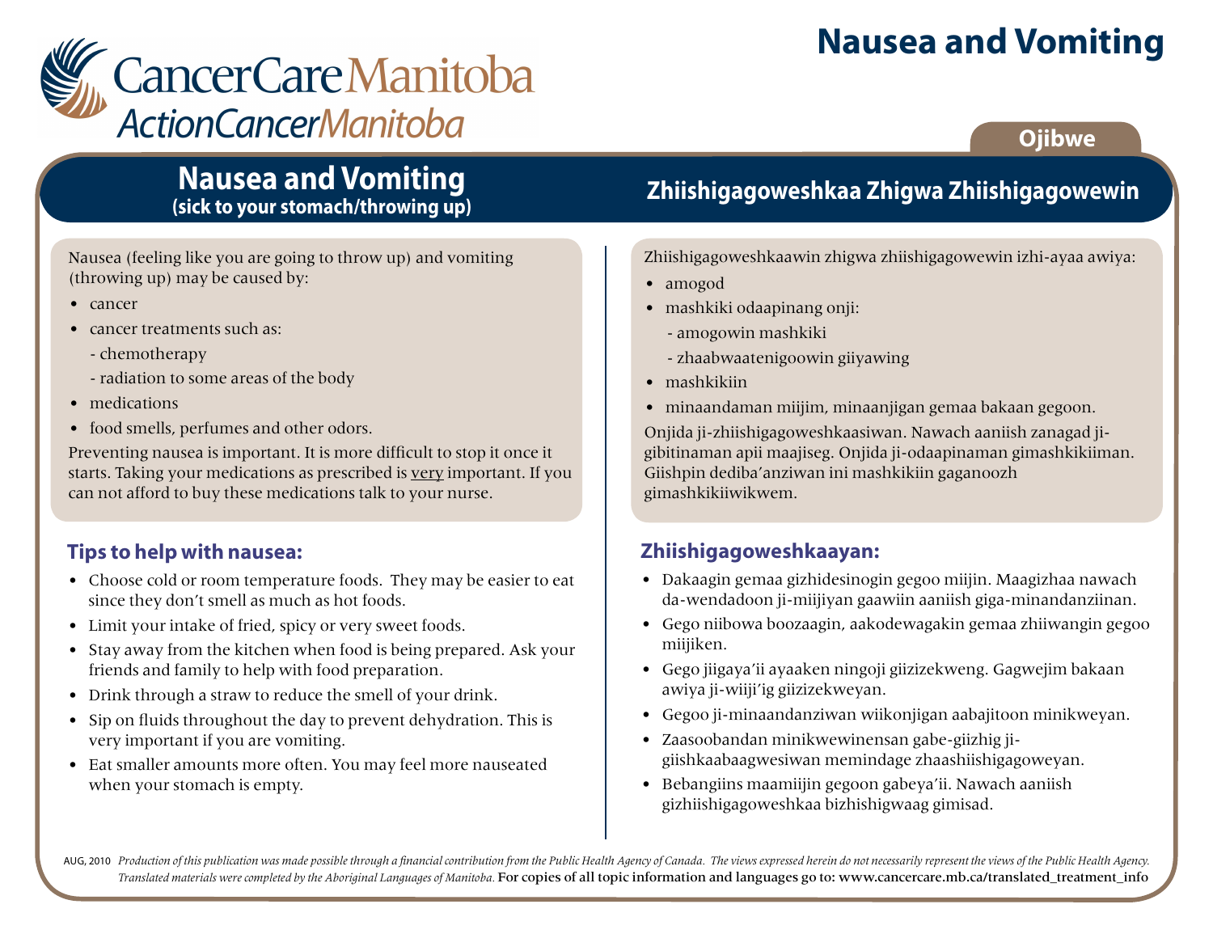# Nausea and Vomiting

CancerCare Manitoba
ActionCancerManitoba

Ojibwe

## Nausea and Vomiting
**(sick to your stomach/throwing up)**

Nausea (feeling like you are going to throw up) and vomiting (throwing up) may be caused by:

- cancer
- cancer treatments such as:
  - chemotherapy
  - radiation to some areas of the body
- medications
- food smells, perfumes and other odors.

Preventing nausea is important. It is more difficult to stop it once it starts. Taking your medications as prescribed is <u>very</u> important. If you can not afford to buy these medications talk to your nurse.

### Tips to help with nausea:

- Choose cold or room temperature foods. They may be easier to eat since they don't smell as much as hot foods.
- Limit your intake of fried, spicy or very sweet foods.
- Stay away from the kitchen when food is being prepared. Ask your friends and family to help with food preparation.
- Drink through a straw to reduce the smell of your drink.
- Sip on fluids throughout the day to prevent dehydration. This is very important if you are vomiting.
- Eat smaller amounts more often. You may feel more nauseated when your stomach is empty.

## Zhiishigagoweshkaa Zhigwa Zhiishigagowewin

Zhiishigagoweshkaawin zhigwa zhiishigagowewin izhi-ayaa awiya:

- amogod
- mashkiki odaapinang onji:
  - amogowin mashkiki
  - zhaabwaatenigoowin giiyawing
- mashkikiin
- minaandaman miijim, minaanjigan gemaa bakaan gegoon.

Onjida ji-zhiishigagoweshkaasiwan. Nawach aaniish zanagad ji-gibitinaman apii maajiseg. Onjida ji-odaapinaman gimashkikiiman. Giishpin dediba'anziwan ini mashkikiin gaganoozh gimashkikiiwikwem.

### Zhiishigagoweshkaayan:

- Dakaagin gemaa gizhidesinogin gegoo miijin. Maagizhaa nawach da-wendadoon ji-miijiyan gaawiin aaniish giga-minandanziinan.
- Gego niibowa boozaagin, aakodewagakin gemaa zhiiwangin gegoo miijiken.
- Gego jiigaya'ii ayaaken ningoji giizizekweng. Gagwejim bakaan awiya ji-wiiji'ig giizizekweyan.
- Gegoo ji-minaandanziwan wiikonjigan aabajitoon minikweyan.
- Zaasoobandan minikwewinensan gabe-giizhig ji-giishkaabaagwesiwan memindage zhaashiishigagoweyan.
- Bebangiins maamiijin gegoon gabeya'ii. Nawach aaniish gizhiishigagoweshkaa bizhishigwaag gimisad.

AUG, 2010 *Production of this publication was made possible through a financial contribution from the Public Health Agency of Canada. The views expressed herein are not necessarily represent the views of the Public Health Agency. Translated materials were completed by the Aboriginal Languages of Manitoba.* For copies of all topic information and languages go to: www.cancercare.mb.ca/translated_treatment_info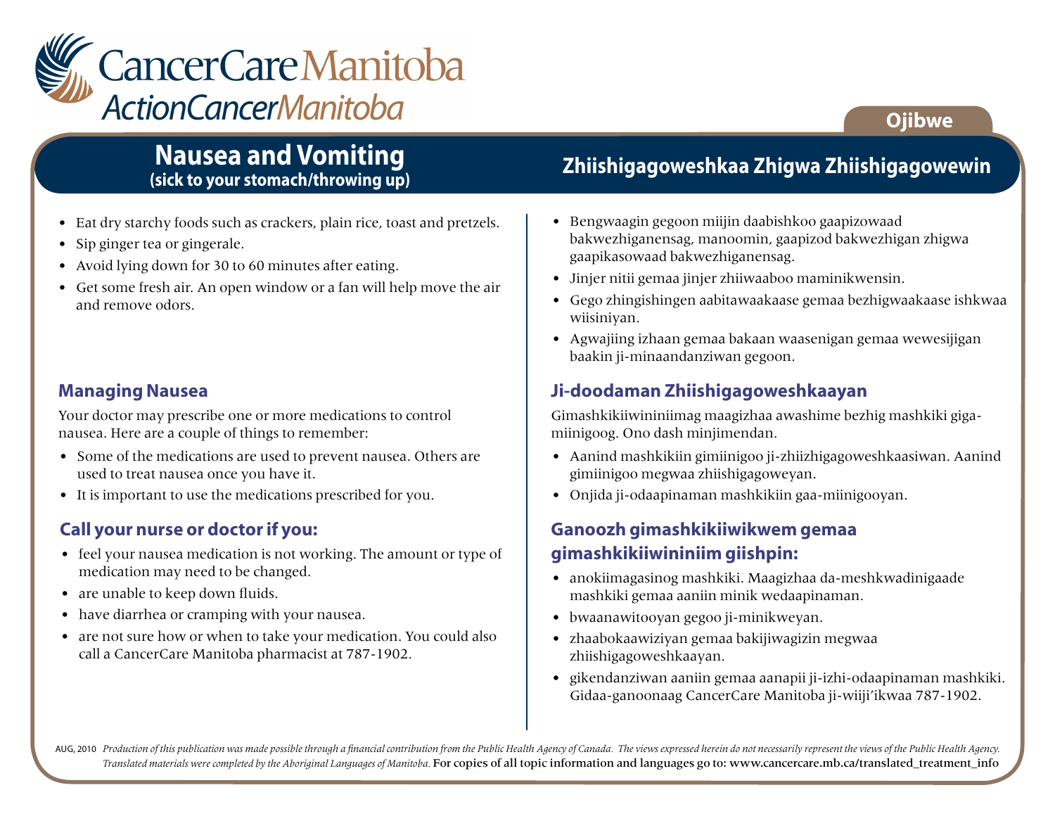CancerCare Manitoba
ActionCancerManitoba

Ojibwe

# Nausea and Vomiting
## (sick to your stomach/throwing up)

- Eat dry starchy foods such as crackers, plain rice, toast and pretzels.
- Sip ginger tea or gingerale.
- Avoid lying down for 30 to 60 minutes after eating.
- Get some fresh air. An open window or a fan will help move the air and remove odors.

### Managing Nausea

Your doctor may prescribe one or more medications to control nausea. Here are a couple of things to remember:

- Some of the medications are used to prevent nausea. Others are used to treat nausea once you have it.
- It is important to use the medications prescribed for you.

### Call your nurse or doctor if you:

- feel your nausea medication is not working. The amount or type of medication may need to be changed.
- are unable to keep down fluids.
- have diarrhea or cramping with your nausea.
- are not sure how or when to take your medication. You could also call a CancerCare Manitoba pharmacist at 787-1902.

# Zhiishigagoweshkaa Zhigwa Zhiishigagowewin

- Bengwaagin gegoon miijin daabishkoo gaapizowaad bakwezhiganensag, manoomin, gaapizod bakwezhigan zhigwa gaapikasowaad bakwezhiganensag.
- Jinjer nitii gemaa jinjer zhiiwaaboo maminikwensin.
- Gego zhingishingen aabitawaakaase gemaa bezhigwaakaase ishkwaa wiisiniyan.
- Agwajiing izhaan gemaa bakaan waasenigan gemaa wewesijigan baakin ji-minaandanziwan gegoon.

### Ji-doodaman Zhiishigagoweshkaayan

Gimashkikiiwininiimag maagizhaa awashime bezhig mashkiki giga-miinigoog. Ono dash minjimendan.

- Aanind mashkikiin gimiinigoo ji-zhiizhigagoweshkaasiwan. Aanind gimiinigoo megwaa zhiishigagoweyan.
- Onjida ji-odaapinaman mashkikiin gaa-miinigooyan.

### Ganoozh gimashkikiiwikwem gemaa gimashkikiiwininiim giishpin:

- anokiimagasinog mashkiki. Maagizhaa da-meshkwadinigaade mashkiki gemaa aaniin minik wedaapinaman.
- bwaanawitooyan gegoo ji-minikweyan.
- zhaabokaawiziyan gemaa bakijiwagizin megwaa zhiishigagoweshkaayan.
- gikendanziwan aaniin gemaa aanapii ji-izhi-odaapinaman mashkiki. Gidaa-ganoonaag CancerCare Manitoba ji-wiiji'ikwaa 787-1902.

AUG, 2010 *Production of this publication was made possible through a financial contribution from the Public Health Agency of Canada. The views expressed herein do not necessarily represent the views of the Public Health Agency. Translated materials were completed by the Aboriginal Languages of Manitoba.* For copies of all topic information and languages go to: www.cancercare.mb.ca/translated_treatment_info